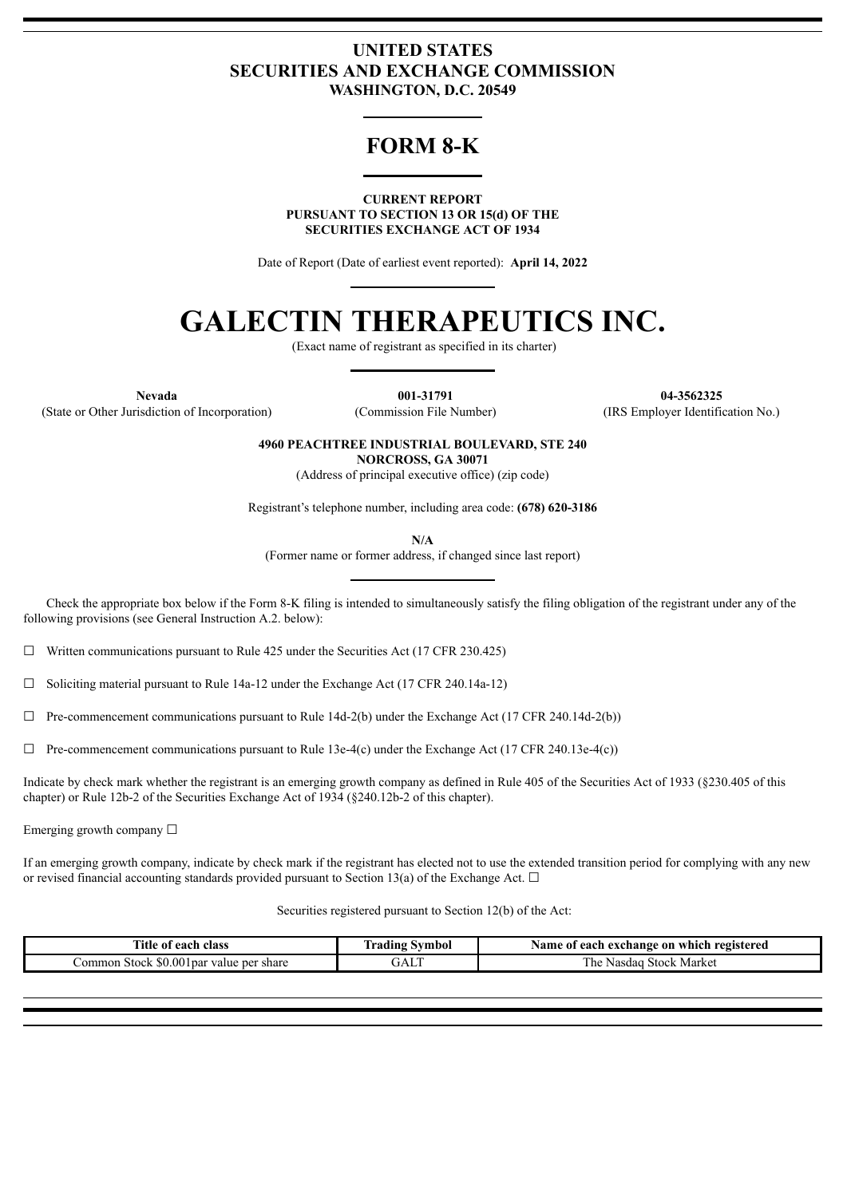# UNITED STATES
# SECURITIES AND EXCHANGE COMMISSION
**WASHINGTON, D.C. 20549**

# FORM 8-K

**CURRENT REPORT**
**PURSUANT TO SECTION 13 OR 15(d) OF THE**
**SECURITIES EXCHANGE ACT OF 1934**

Date of Report (Date of earliest event reported): **April 14, 2022**

# GALECTIN THERAPEUTICS INC.

(Exact name of registrant as specified in its charter)

| **Nevada** | **001-31791** | **04-3562325** |
|---|---|---|
| (State or Other Jurisdiction of Incorporation) | (Commission File Number) | (IRS Employer Identification No.) |

**4960 PEACHTREE INDUSTRIAL BOULEVARD, STE 240**
**NORCROSS, GA 30071**
(Address of principal executive office) (zip code)

Registrant's telephone number, including area code: **(678) 620-3186**

**N/A**
(Former name or former address, if changed since last report)

Check the appropriate box below if the Form 8-K filing is intended to simultaneously satisfy the filing obligation of the registrant under any of the following provisions (see General Instruction A.2. below):

☐ Written communications pursuant to Rule 425 under the Securities Act (17 CFR 230.425)

☐ Soliciting material pursuant to Rule 14a-12 under the Exchange Act (17 CFR 240.14a-12)

☐ Pre-commencement communications pursuant to Rule 14d-2(b) under the Exchange Act (17 CFR 240.14d-2(b))

☐ Pre-commencement communications pursuant to Rule 13e-4(c) under the Exchange Act (17 CFR 240.13e-4(c))

Indicate by check mark whether the registrant is an emerging growth company as defined in Rule 405 of the Securities Act of 1933 (§230.405 of this chapter) or Rule 12b-2 of the Securities Exchange Act of 1934 (§240.12b-2 of this chapter).

Emerging growth company ☐

If an emerging growth company, indicate by check mark if the registrant has elected not to use the extended transition period for complying with any new or revised financial accounting standards provided pursuant to Section 13(a) of the Exchange Act. ☐

Securities registered pursuant to Section 12(b) of the Act:

| Title of each class | Trading Symbol | Name of each exchange on which registered |
|---|---|---|
| Common Stock $0.001par value per share | GALT | The Nasdaq Stock Market |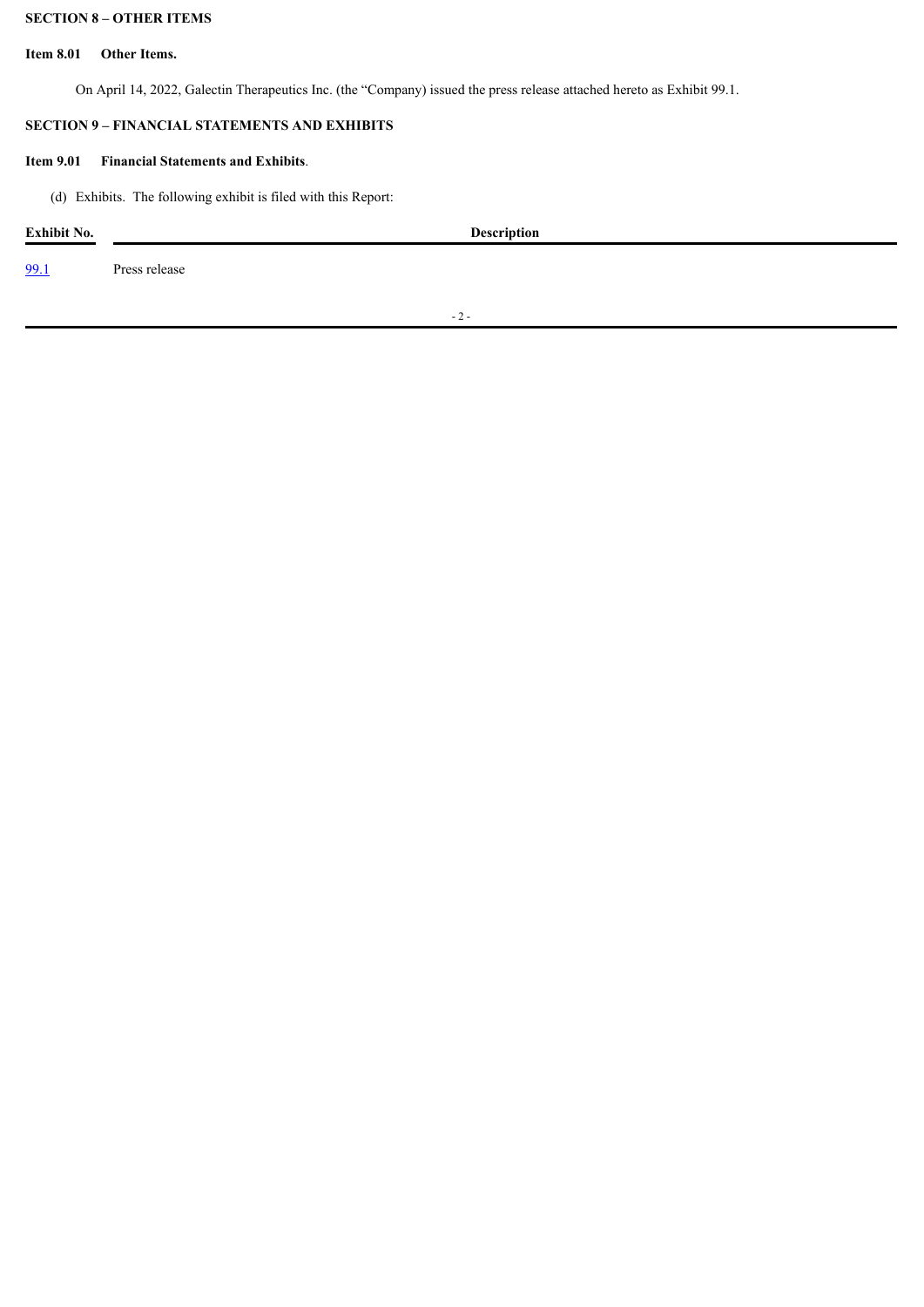**SECTION 8 – OTHER ITEMS**

**Item 8.01 Other Items.**

On April 14, 2022, Galectin Therapeutics Inc. (the "Company) issued the press release attached hereto as Exhibit 99.1.

**SECTION 9 – FINANCIAL STATEMENTS AND EXHIBITS**

**Item 9.01 Financial Statements and Exhibits**.

(d) Exhibits. The following exhibit is filed with this Report:

| Exhibit No. | Description |
|---|---|
| 99.1 | Press release |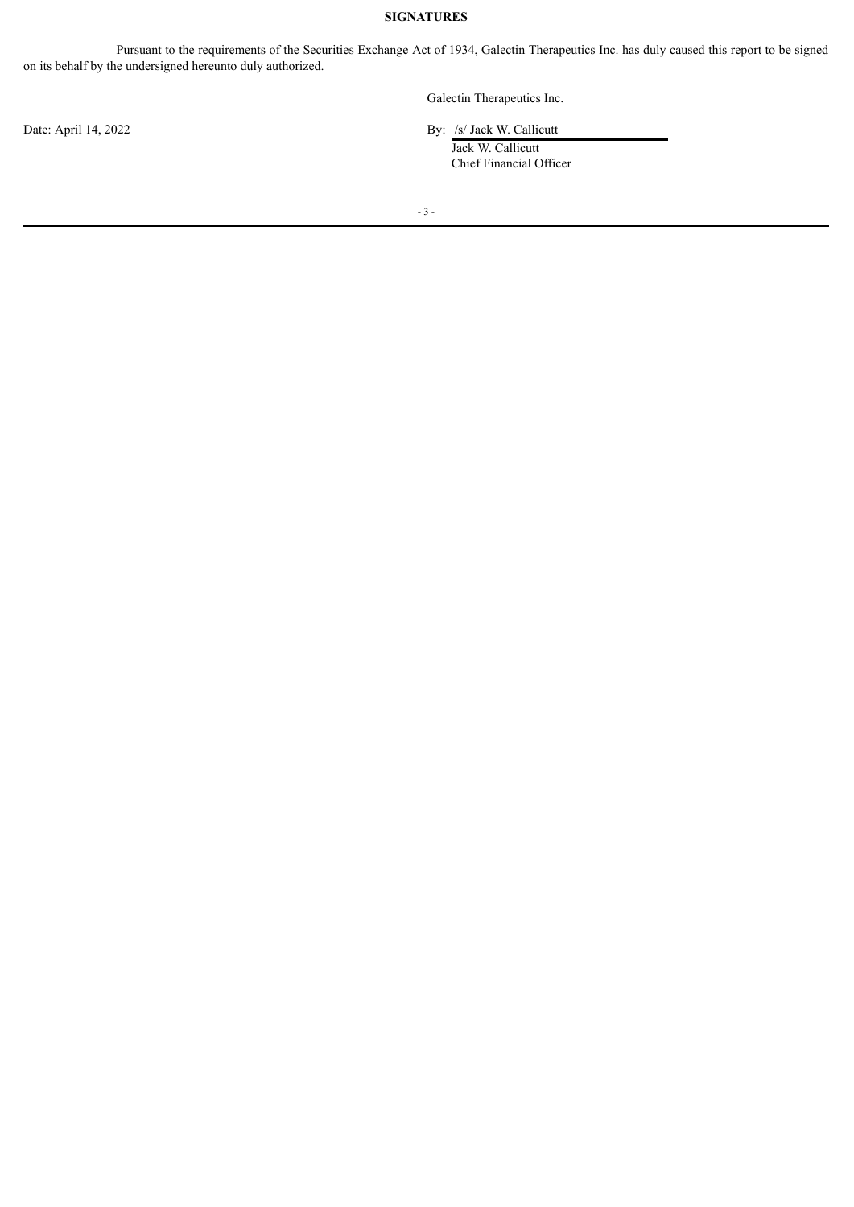**SIGNATURES**

Pursuant to the requirements of the Securities Exchange Act of 1934, Galectin Therapeutics Inc. has duly caused this report to be signed on its behalf by the undersigned hereunto duly authorized.

Galectin Therapeutics Inc.

Date: April 14, 2022

By: /s/ Jack W. Callicutt
Jack W. Callicutt
Chief Financial Officer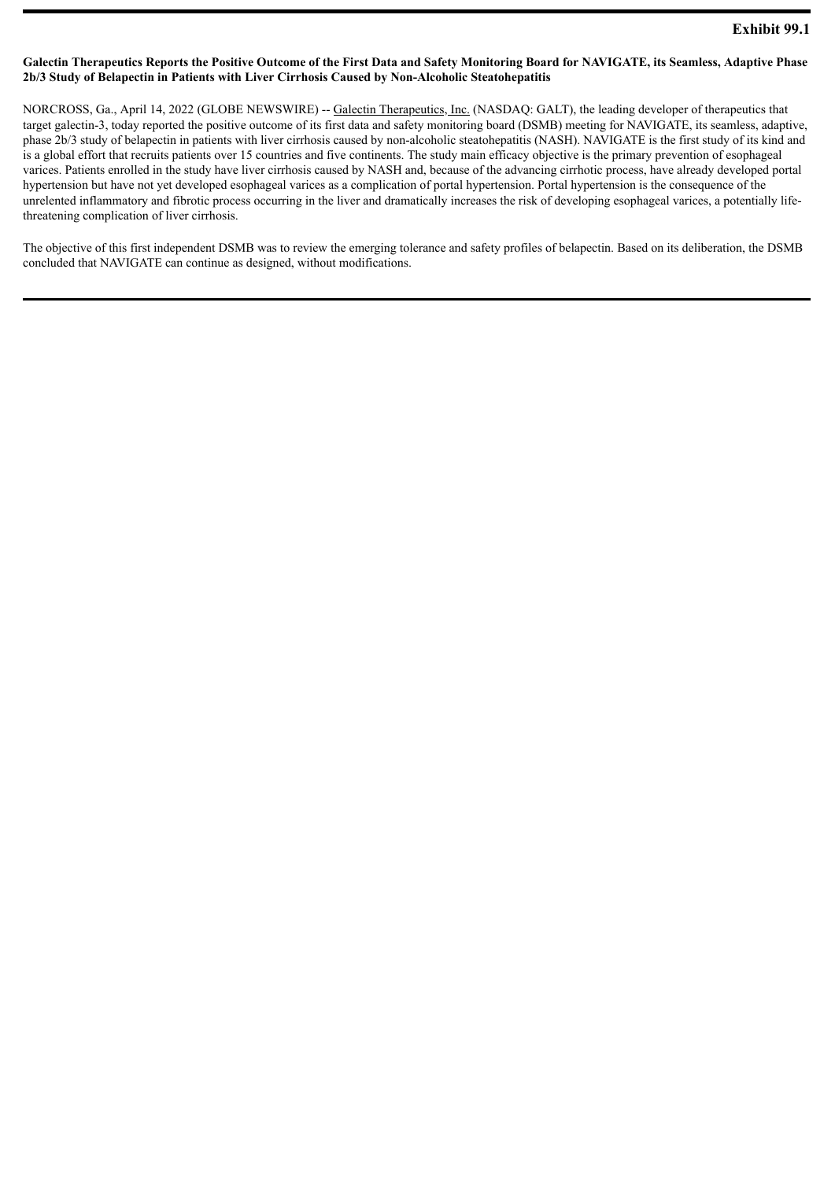**Exhibit 99.1**

**Galectin Therapeutics Reports the Positive Outcome of the First Data and Safety Monitoring Board for NAVIGATE, its Seamless, Adaptive Phase 2b/3 Study of Belapectin in Patients with Liver Cirrhosis Caused by Non-Alcoholic Steatohepatitis**

NORCROSS, Ga., April 14, 2022 (GLOBE NEWSWIRE) -- Galectin Therapeutics, Inc. (NASDAQ: GALT), the leading developer of therapeutics that target galectin-3, today reported the positive outcome of its first data and safety monitoring board (DSMB) meeting for NAVIGATE, its seamless, adaptive, phase 2b/3 study of belapectin in patients with liver cirrhosis caused by non-alcoholic steatohepatitis (NASH). NAVIGATE is the first study of its kind and is a global effort that recruits patients over 15 countries and five continents. The study main efficacy objective is the primary prevention of esophageal varices. Patients enrolled in the study have liver cirrhosis caused by NASH and, because of the advancing cirrhotic process, have already developed portal hypertension but have not yet developed esophageal varices as a complication of portal hypertension. Portal hypertension is the consequence of the unrelented inflammatory and fibrotic process occurring in the liver and dramatically increases the risk of developing esophageal varices, a potentially life-threatening complication of liver cirrhosis.

The objective of this first independent DSMB was to review the emerging tolerance and safety profiles of belapectin. Based on its deliberation, the DSMB concluded that NAVIGATE can continue as designed, without modifications.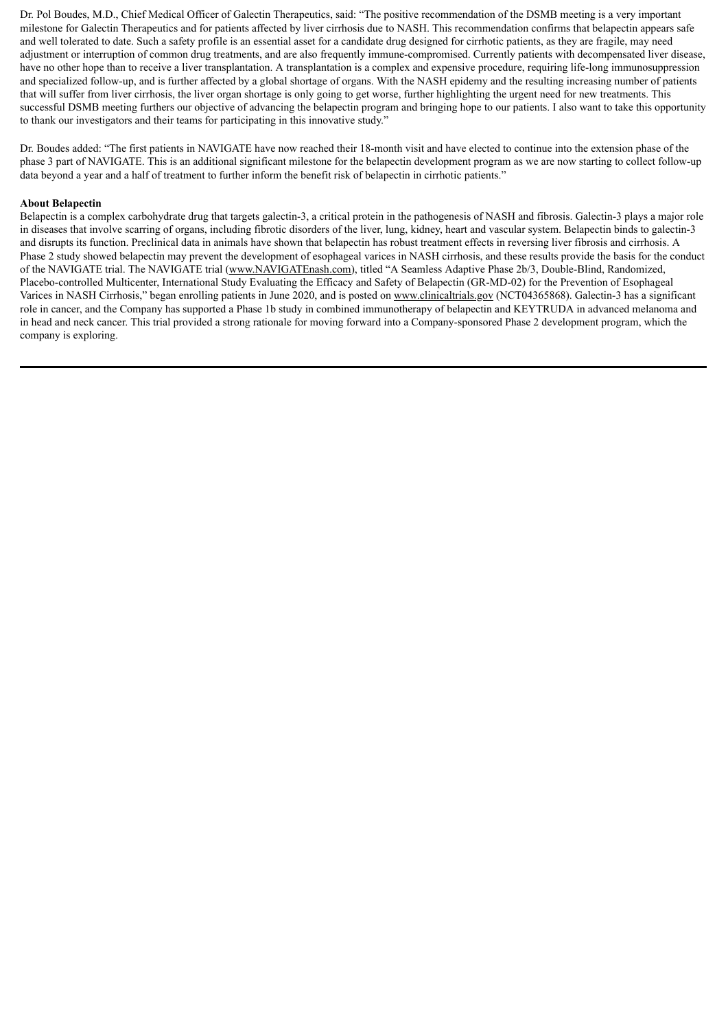Dr. Pol Boudes, M.D., Chief Medical Officer of Galectin Therapeutics, said: "The positive recommendation of the DSMB meeting is a very important milestone for Galectin Therapeutics and for patients affected by liver cirrhosis due to NASH. This recommendation confirms that belapectin appears safe and well tolerated to date. Such a safety profile is an essential asset for a candidate drug designed for cirrhotic patients, as they are fragile, may need adjustment or interruption of common drug treatments, and are also frequently immune-compromised. Currently patients with decompensated liver disease, have no other hope than to receive a liver transplantation. A transplantation is a complex and expensive procedure, requiring life-long immunosuppression and specialized follow-up, and is further affected by a global shortage of organs. With the NASH epidemy and the resulting increasing number of patients that will suffer from liver cirrhosis, the liver organ shortage is only going to get worse, further highlighting the urgent need for new treatments. This successful DSMB meeting furthers our objective of advancing the belapectin program and bringing hope to our patients. I also want to take this opportunity to thank our investigators and their teams for participating in this innovative study."

Dr. Boudes added: "The first patients in NAVIGATE have now reached their 18-month visit and have elected to continue into the extension phase of the phase 3 part of NAVIGATE. This is an additional significant milestone for the belapectin development program as we are now starting to collect follow-up data beyond a year and a half of treatment to further inform the benefit risk of belapectin in cirrhotic patients."

**About Belapectin**

Belapectin is a complex carbohydrate drug that targets galectin-3, a critical protein in the pathogenesis of NASH and fibrosis. Galectin-3 plays a major role in diseases that involve scarring of organs, including fibrotic disorders of the liver, lung, kidney, heart and vascular system. Belapectin binds to galectin-3 and disrupts its function. Preclinical data in animals have shown that belapectin has robust treatment effects in reversing liver fibrosis and cirrhosis. A Phase 2 study showed belapectin may prevent the development of esophageal varices in NASH cirrhosis, and these results provide the basis for the conduct of the NAVIGATE trial. The NAVIGATE trial (www.NAVIGATEnash.com), titled "A Seamless Adaptive Phase 2b/3, Double-Blind, Randomized, Placebo-controlled Multicenter, International Study Evaluating the Efficacy and Safety of Belapectin (GR-MD-02) for the Prevention of Esophageal Varices in NASH Cirrhosis," began enrolling patients in June 2020, and is posted on www.clinicaltrials.gov (NCT04365868). Galectin-3 has a significant role in cancer, and the Company has supported a Phase 1b study in combined immunotherapy of belapectin and KEYTRUDA in advanced melanoma and in head and neck cancer. This trial provided a strong rationale for moving forward into a Company-sponsored Phase 2 development program, which the company is exploring.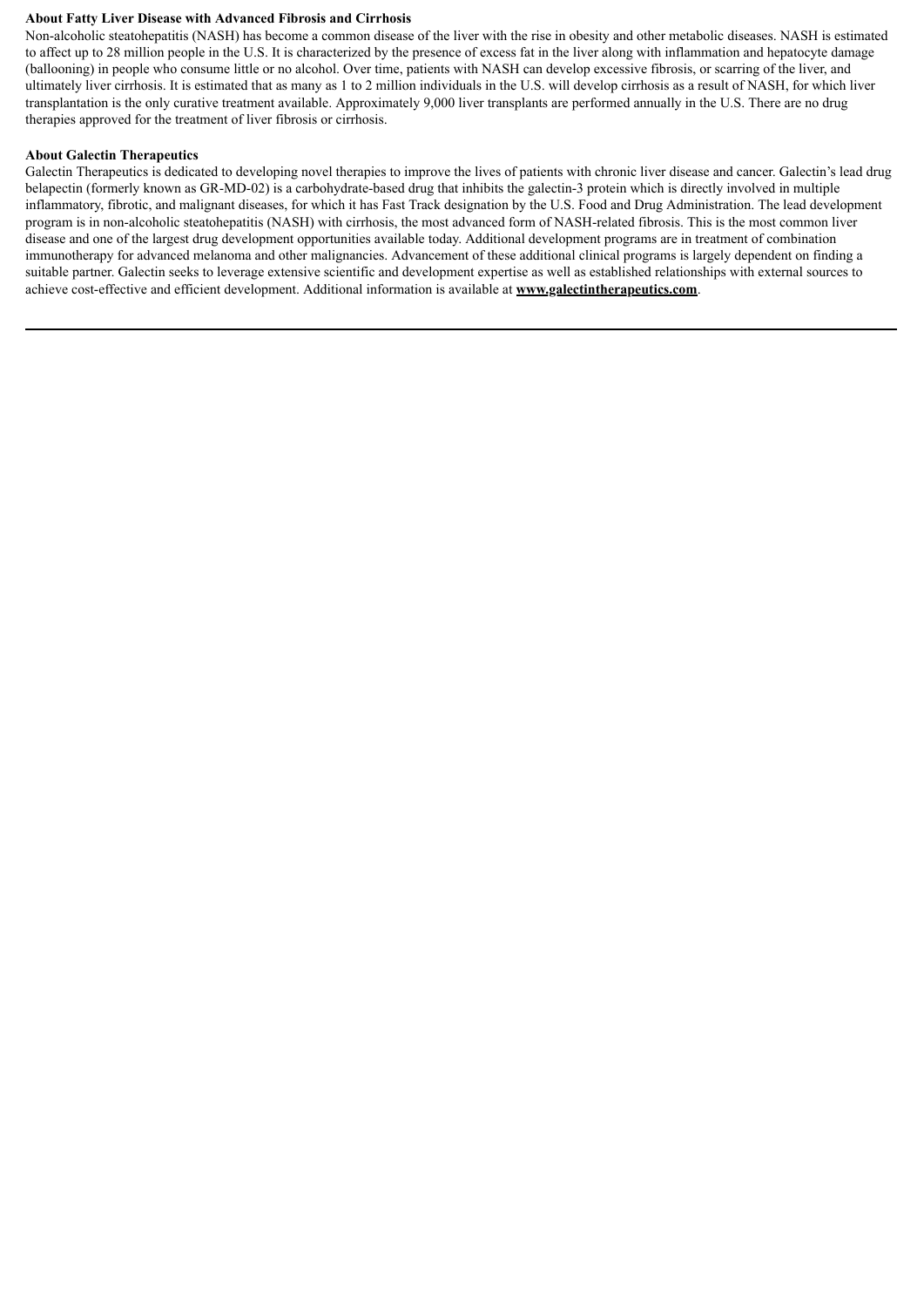**About Fatty Liver Disease with Advanced Fibrosis and Cirrhosis**

Non-alcoholic steatohepatitis (NASH) has become a common disease of the liver with the rise in obesity and other metabolic diseases. NASH is estimated to affect up to 28 million people in the U.S. It is characterized by the presence of excess fat in the liver along with inflammation and hepatocyte damage (ballooning) in people who consume little or no alcohol. Over time, patients with NASH can develop excessive fibrosis, or scarring of the liver, and ultimately liver cirrhosis. It is estimated that as many as 1 to 2 million individuals in the U.S. will develop cirrhosis as a result of NASH, for which liver transplantation is the only curative treatment available. Approximately 9,000 liver transplants are performed annually in the U.S. There are no drug therapies approved for the treatment of liver fibrosis or cirrhosis.

**About Galectin Therapeutics**

Galectin Therapeutics is dedicated to developing novel therapies to improve the lives of patients with chronic liver disease and cancer. Galectin's lead drug belapectin (formerly known as GR-MD-02) is a carbohydrate-based drug that inhibits the galectin-3 protein which is directly involved in multiple inflammatory, fibrotic, and malignant diseases, for which it has Fast Track designation by the U.S. Food and Drug Administration. The lead development program is in non-alcoholic steatohepatitis (NASH) with cirrhosis, the most advanced form of NASH-related fibrosis. This is the most common liver disease and one of the largest drug development opportunities available today. Additional development programs are in treatment of combination immunotherapy for advanced melanoma and other malignancies. Advancement of these additional clinical programs is largely dependent on finding a suitable partner. Galectin seeks to leverage extensive scientific and development expertise as well as established relationships with external sources to achieve cost-effective and efficient development. Additional information is available at **www.galectintherapeutics.com**.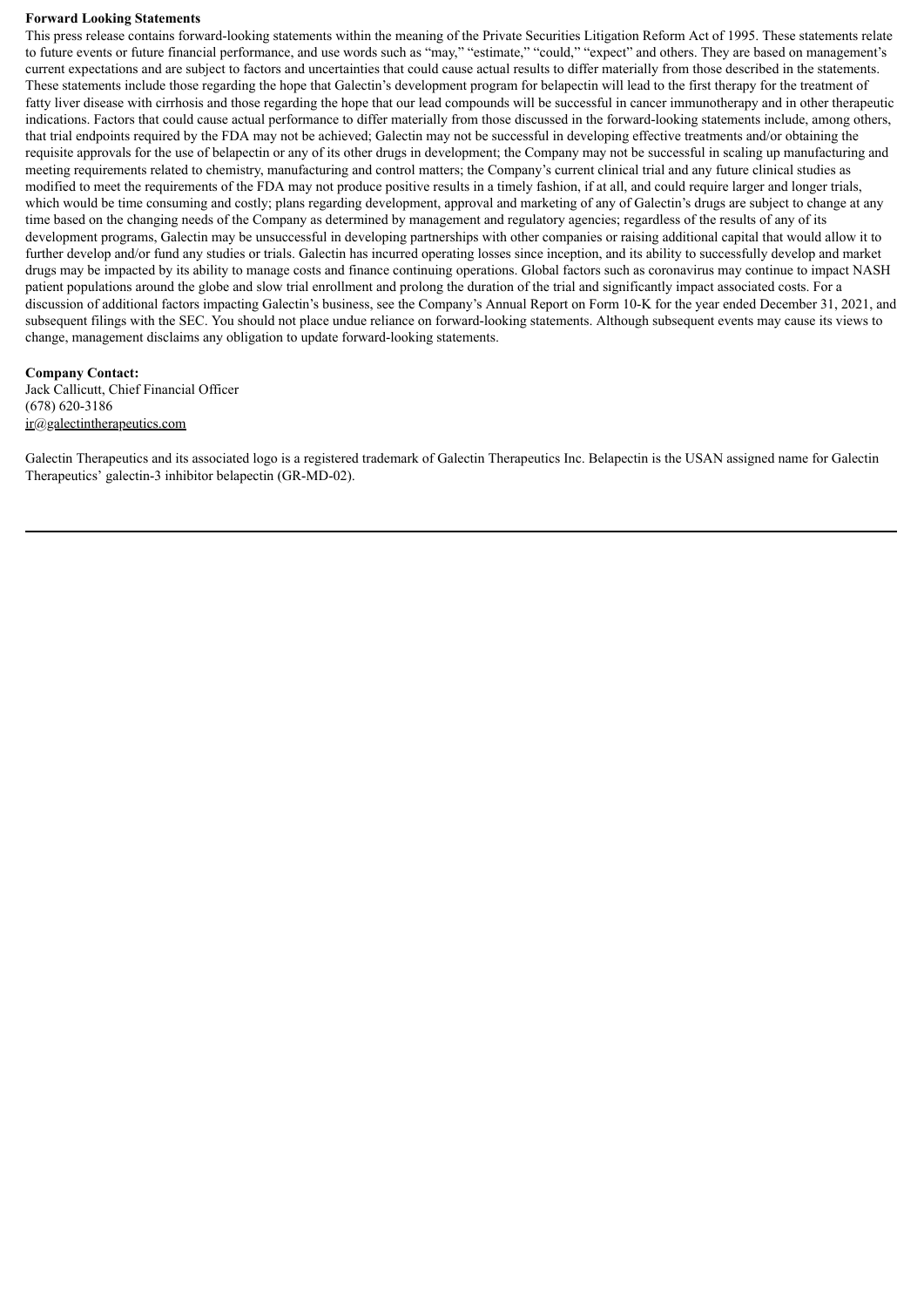**Forward Looking Statements**

This press release contains forward-looking statements within the meaning of the Private Securities Litigation Reform Act of 1995. These statements relate to future events or future financial performance, and use words such as "may," "estimate," "could," "expect" and others. They are based on management's current expectations and are subject to factors and uncertainties that could cause actual results to differ materially from those described in the statements. These statements include those regarding the hope that Galectin's development program for belapectin will lead to the first therapy for the treatment of fatty liver disease with cirrhosis and those regarding the hope that our lead compounds will be successful in cancer immunotherapy and in other therapeutic indications. Factors that could cause actual performance to differ materially from those discussed in the forward-looking statements include, among others, that trial endpoints required by the FDA may not be achieved; Galectin may not be successful in developing effective treatments and/or obtaining the requisite approvals for the use of belapectin or any of its other drugs in development; the Company may not be successful in scaling up manufacturing and meeting requirements related to chemistry, manufacturing and control matters; the Company's current clinical trial and any future clinical studies as modified to meet the requirements of the FDA may not produce positive results in a timely fashion, if at all, and could require larger and longer trials, which would be time consuming and costly; plans regarding development, approval and marketing of any of Galectin's drugs are subject to change at any time based on the changing needs of the Company as determined by management and regulatory agencies; regardless of the results of any of its development programs, Galectin may be unsuccessful in developing partnerships with other companies or raising additional capital that would allow it to further develop and/or fund any studies or trials. Galectin has incurred operating losses since inception, and its ability to successfully develop and market drugs may be impacted by its ability to manage costs and finance continuing operations. Global factors such as coronavirus may continue to impact NASH patient populations around the globe and slow trial enrollment and prolong the duration of the trial and significantly impact associated costs. For a discussion of additional factors impacting Galectin's business, see the Company's Annual Report on Form 10-K for the year ended December 31, 2021, and subsequent filings with the SEC. You should not place undue reliance on forward-looking statements. Although subsequent events may cause its views to change, management disclaims any obligation to update forward-looking statements.

**Company Contact:**
Jack Callicutt, Chief Financial Officer
(678) 620-3186
ir@galectintherapeutics.com

Galectin Therapeutics and its associated logo is a registered trademark of Galectin Therapeutics Inc. Belapectin is the USAN assigned name for Galectin Therapeutics' galectin-3 inhibitor belapectin (GR-MD-02).